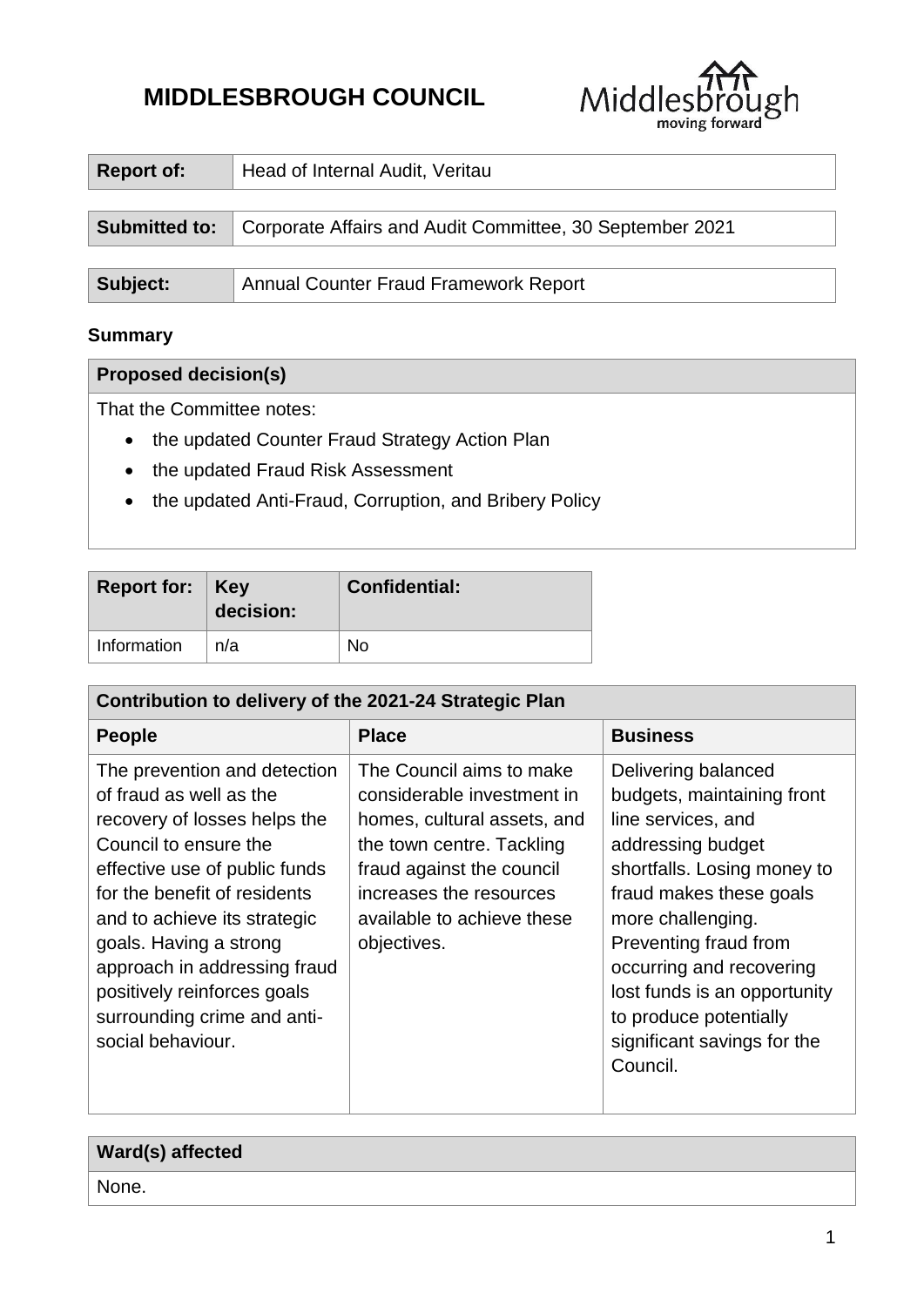# MIDDLESBROUGH COUNCIL

| Report of: | Head of Internal Audit, Veritau |
|---|---|

| Submitted to: | Corporate Affairs and Audit Committee, 30 September 2021 |
|---|---|

| Subject: | Annual Counter Fraud Framework Report |
|---|---|

**Summary**

| Proposed decision(s) |
|---|
| That the Committee notes: • the updated Counter Fraud Strategy Action Plan • the updated Fraud Risk Assessment • the updated Anti-Fraud, Corruption, and Bribery Policy |

| Report for: | Key decision: | Confidential: |
|---|---|---|
| Information | n/a | No |

| Contribution to delivery of the 2021-24 Strategic Plan | | |
|---|---|---|
| **People** | **Place** | **Business** |
| The prevention and detection of fraud as well as the recovery of losses helps the Council to ensure the effective use of public funds for the benefit of residents and to achieve its strategic goals. Having a strong approach in addressing fraud positively reinforces goals surrounding crime and anti-social behaviour. | The Council aims to make considerable investment in homes, cultural assets, and the town centre. Tackling fraud against the council increases the resources available to achieve these objectives. | Delivering balanced budgets, maintaining front line services, and addressing budget shortfalls. Losing money to fraud makes these goals more challenging. Preventing fraud from occurring and recovering lost funds is an opportunity to produce potentially significant savings for the Council. |

| Ward(s) affected |
|---|
| None. |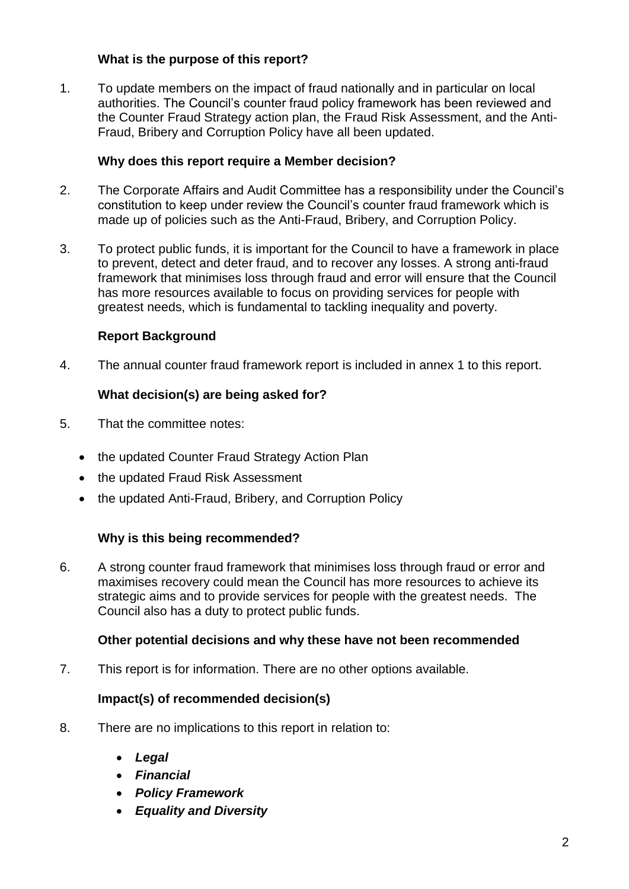**What is the purpose of this report?**

1. To update members on the impact of fraud nationally and in particular on local authorities. The Council's counter fraud policy framework has been reviewed and the Counter Fraud Strategy action plan, the Fraud Risk Assessment, and the Anti-Fraud, Bribery and Corruption Policy have all been updated.

**Why does this report require a Member decision?**

2. The Corporate Affairs and Audit Committee has a responsibility under the Council's constitution to keep under review the Council's counter fraud framework which is made up of policies such as the Anti-Fraud, Bribery, and Corruption Policy.

3. To protect public funds, it is important for the Council to have a framework in place to prevent, detect and deter fraud, and to recover any losses. A strong anti-fraud framework that minimises loss through fraud and error will ensure that the Council has more resources available to focus on providing services for people with greatest needs, which is fundamental to tackling inequality and poverty.

**Report Background**

4. The annual counter fraud framework report is included in annex 1 to this report.

**What decision(s) are being asked for?**

5. That the committee notes:

- the updated Counter Fraud Strategy Action Plan
- the updated Fraud Risk Assessment
- the updated Anti-Fraud, Bribery, and Corruption Policy

**Why is this being recommended?**

6. A strong counter fraud framework that minimises loss through fraud or error and maximises recovery could mean the Council has more resources to achieve its strategic aims and to provide services for people with the greatest needs. The Council also has a duty to protect public funds.

**Other potential decisions and why these have not been recommended**

7. This report is for information. There are no other options available.

**Impact(s) of recommended decision(s)**

8. There are no implications to this report in relation to:

- ***Legal***
- ***Financial***
- ***Policy Framework***
- ***Equality and Diversity***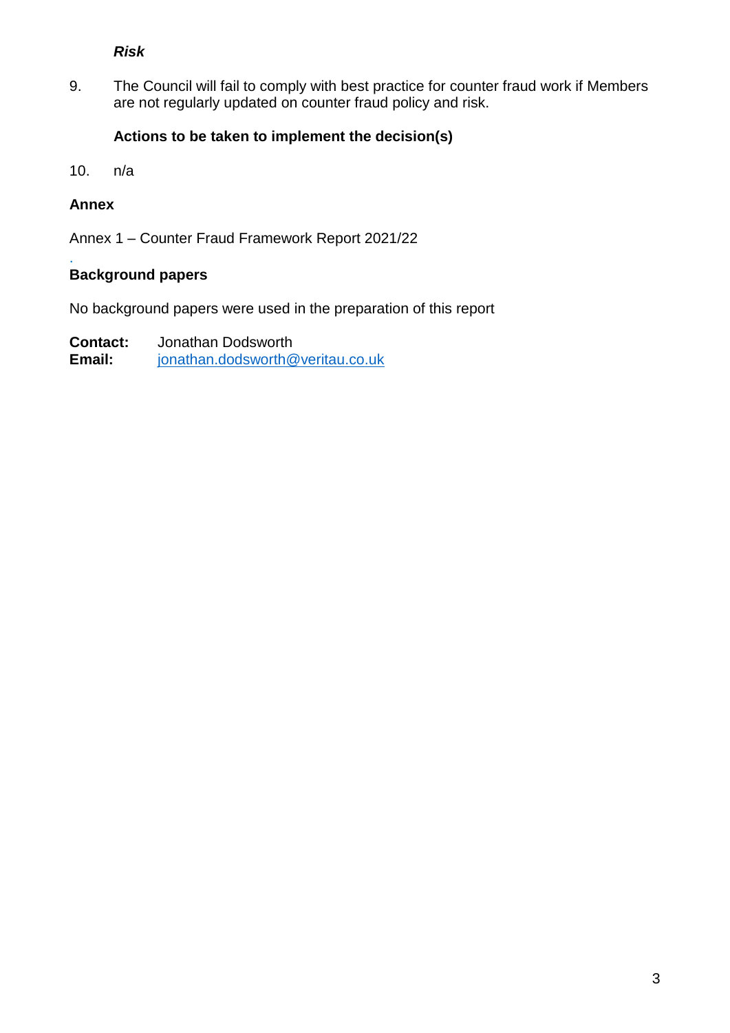***Risk***

9. The Council will fail to comply with best practice for counter fraud work if Members are not regularly updated on counter fraud policy and risk.

**Actions to be taken to implement the decision(s)**

10. n/a

**Annex**

Annex 1 – Counter Fraud Framework Report 2021/22

**Background papers**

No background papers were used in the preparation of this report

**Contact:** Jonathan Dodsworth
**Email:** jonathan.dodsworth@veritau.co.uk